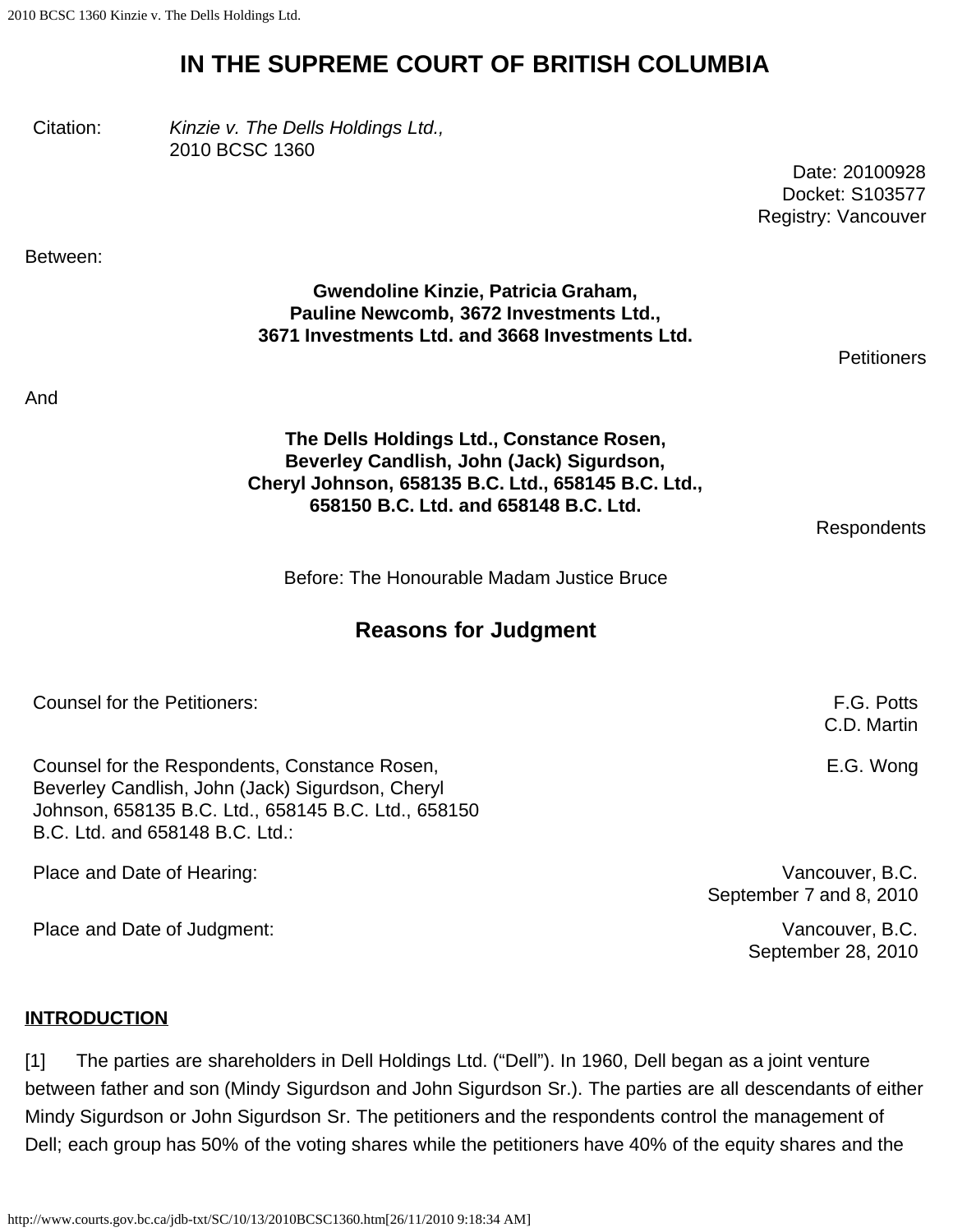# IN THE SUPREME COURT OF BRITISH COLUMBIA

Citation: *Kinzie v. The Dells Holdings Ltd.,* 2010 BCSC 1360

Date: 20100928
Docket: S103577
Registry: Vancouver

Between:

**Gwendoline Kinzie, Patricia Graham, Pauline Newcomb, 3672 Investments Ltd., 3671 Investments Ltd. and 3668 Investments Ltd.**

Petitioners

And

**The Dells Holdings Ltd., Constance Rosen, Beverley Candlish, John (Jack) Sigurdson, Cheryl Johnson, 658135 B.C. Ltd., 658145 B.C. Ltd., 658150 B.C. Ltd. and 658148 B.C. Ltd.**

Respondents

Before: The Honourable Madam Justice Bruce

## Reasons for Judgment

| | |
|---|---|
| Counsel for the Petitioners: | F.G. Potts<br>C.D. Martin |
| Counsel for the Respondents, Constance Rosen, Beverley Candlish, John (Jack) Sigurdson, Cheryl Johnson, 658135 B.C. Ltd., 658145 B.C. Ltd., 658150 B.C. Ltd. and 658148 B.C. Ltd.: | E.G. Wong |
| Place and Date of Hearing: | Vancouver, B.C.<br>September 7 and 8, 2010 |
| Place and Date of Judgment: | Vancouver, B.C.<br>September 28, 2010 |

**INTRODUCTION**

[1] The parties are shareholders in Dell Holdings Ltd. ("Dell"). In 1960, Dell began as a joint venture between father and son (Mindy Sigurdson and John Sigurdson Sr.). The parties are all descendants of either Mindy Sigurdson or John Sigurdson Sr. The petitioners and the respondents control the management of Dell; each group has 50% of the voting shares while the petitioners have 40% of the equity shares and the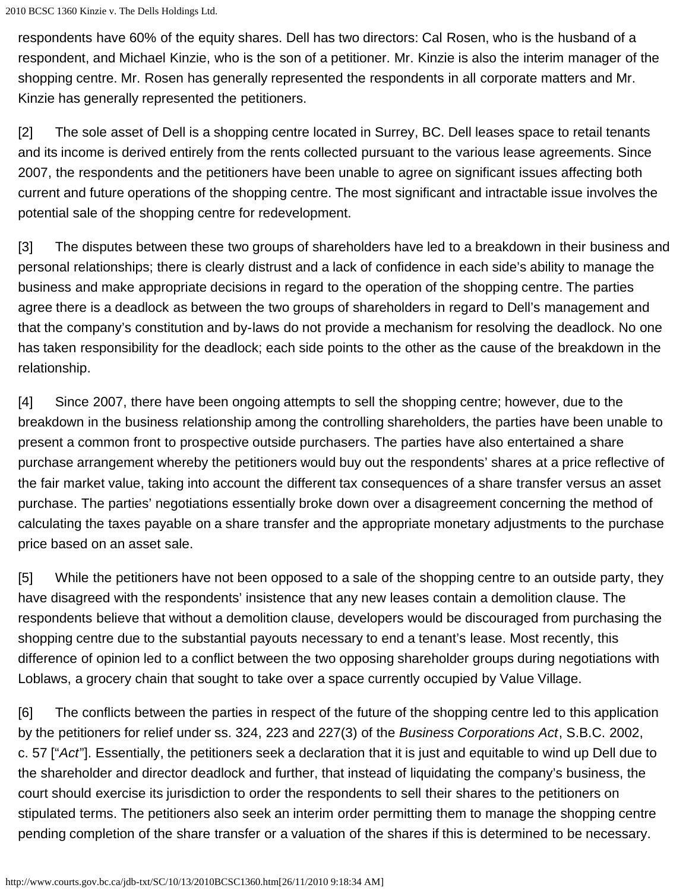respondents have 60% of the equity shares. Dell has two directors: Cal Rosen, who is the husband of a respondent, and Michael Kinzie, who is the son of a petitioner. Mr. Kinzie is also the interim manager of the shopping centre. Mr. Rosen has generally represented the respondents in all corporate matters and Mr. Kinzie has generally represented the petitioners.

[2] The sole asset of Dell is a shopping centre located in Surrey, BC. Dell leases space to retail tenants and its income is derived entirely from the rents collected pursuant to the various lease agreements. Since 2007, the respondents and the petitioners have been unable to agree on significant issues affecting both current and future operations of the shopping centre. The most significant and intractable issue involves the potential sale of the shopping centre for redevelopment.

[3] The disputes between these two groups of shareholders have led to a breakdown in their business and personal relationships; there is clearly distrust and a lack of confidence in each side's ability to manage the business and make appropriate decisions in regard to the operation of the shopping centre. The parties agree there is a deadlock as between the two groups of shareholders in regard to Dell's management and that the company's constitution and by-laws do not provide a mechanism for resolving the deadlock. No one has taken responsibility for the deadlock; each side points to the other as the cause of the breakdown in the relationship.

[4] Since 2007, there have been ongoing attempts to sell the shopping centre; however, due to the breakdown in the business relationship among the controlling shareholders, the parties have been unable to present a common front to prospective outside purchasers. The parties have also entertained a share purchase arrangement whereby the petitioners would buy out the respondents' shares at a price reflective of the fair market value, taking into account the different tax consequences of a share transfer versus an asset purchase. The parties' negotiations essentially broke down over a disagreement concerning the method of calculating the taxes payable on a share transfer and the appropriate monetary adjustments to the purchase price based on an asset sale.

[5] While the petitioners have not been opposed to a sale of the shopping centre to an outside party, they have disagreed with the respondents' insistence that any new leases contain a demolition clause. The respondents believe that without a demolition clause, developers would be discouraged from purchasing the shopping centre due to the substantial payouts necessary to end a tenant's lease. Most recently, this difference of opinion led to a conflict between the two opposing shareholder groups during negotiations with Loblaws, a grocery chain that sought to take over a space currently occupied by Value Village.

[6] The conflicts between the parties in respect of the future of the shopping centre led to this application by the petitioners for relief under ss. 324, 223 and 227(3) of the *Business Corporations Act*, S.B.C. 2002, c. 57 ["*Act*"]. Essentially, the petitioners seek a declaration that it is just and equitable to wind up Dell due to the shareholder and director deadlock and further, that instead of liquidating the company's business, the court should exercise its jurisdiction to order the respondents to sell their shares to the petitioners on stipulated terms. The petitioners also seek an interim order permitting them to manage the shopping centre pending completion of the share transfer or a valuation of the shares if this is determined to be necessary.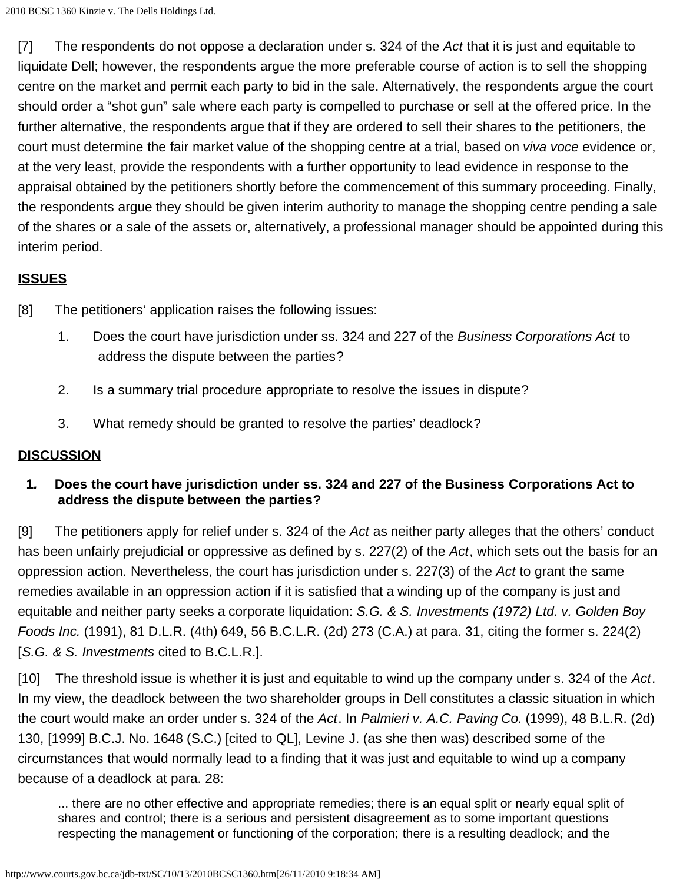[7] The respondents do not oppose a declaration under s. 324 of the *Act* that it is just and equitable to liquidate Dell; however, the respondents argue the more preferable course of action is to sell the shopping centre on the market and permit each party to bid in the sale. Alternatively, the respondents argue the court should order a "shot gun" sale where each party is compelled to purchase or sell at the offered price. In the further alternative, the respondents argue that if they are ordered to sell their shares to the petitioners, the court must determine the fair market value of the shopping centre at a trial, based on *viva voce* evidence or, at the very least, provide the respondents with a further opportunity to lead evidence in response to the appraisal obtained by the petitioners shortly before the commencement of this summary proceeding. Finally, the respondents argue they should be given interim authority to manage the shopping centre pending a sale of the shares or a sale of the assets or, alternatively, a professional manager should be appointed during this interim period.

## ISSUES

[8] The petitioners' application raises the following issues:

1. Does the court have jurisdiction under ss. 324 and 227 of the *Business Corporations Act* to address the dispute between the parties?
2. Is a summary trial procedure appropriate to resolve the issues in dispute?
3. What remedy should be granted to resolve the parties' deadlock?

## DISCUSSION

### 1. Does the court have jurisdiction under ss. 324 and 227 of the Business Corporations Act to address the dispute between the parties?

[9] The petitioners apply for relief under s. 324 of the *Act* as neither party alleges that the others' conduct has been unfairly prejudicial or oppressive as defined by s. 227(2) of the *Act*, which sets out the basis for an oppression action. Nevertheless, the court has jurisdiction under s. 227(3) of the *Act* to grant the same remedies available in an oppression action if it is satisfied that a winding up of the company is just and equitable and neither party seeks a corporate liquidation: *S.G. & S. Investments (1972) Ltd. v. Golden Boy Foods Inc.* (1991), 81 D.L.R. (4th) 649, 56 B.C.L.R. (2d) 273 (C.A.) at para. 31, citing the former s. 224(2) [*S.G. & S. Investments* cited to B.C.L.R.].

[10] The threshold issue is whether it is just and equitable to wind up the company under s. 324 of the *Act*. In my view, the deadlock between the two shareholder groups in Dell constitutes a classic situation in which the court would make an order under s. 324 of the *Act*. In *Palmieri v. A.C. Paving Co.* (1999), 48 B.L.R. (2d) 130, [1999] B.C.J. No. 1648 (S.C.) [cited to QL], Levine J. (as she then was) described some of the circumstances that would normally lead to a finding that it was just and equitable to wind up a company because of a deadlock at para. 28:

> ... there are no other effective and appropriate remedies; there is an equal split or nearly equal split of shares and control; there is a serious and persistent disagreement as to some important questions respecting the management or functioning of the corporation; there is a resulting deadlock; and the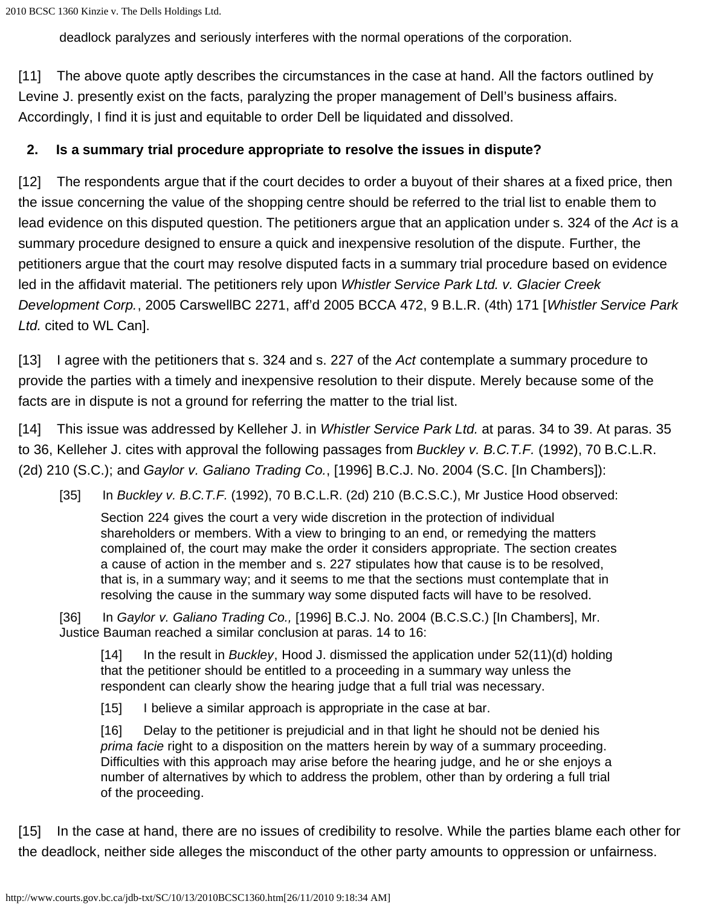> deadlock paralyzes and seriously interferes with the normal operations of the corporation.

[11] The above quote aptly describes the circumstances in the case at hand. All the factors outlined by Levine J. presently exist on the facts, paralyzing the proper management of Dell's business affairs. Accordingly, I find it is just and equitable to order Dell be liquidated and dissolved.

**2. Is a summary trial procedure appropriate to resolve the issues in dispute?**

[12] The respondents argue that if the court decides to order a buyout of their shares at a fixed price, then the issue concerning the value of the shopping centre should be referred to the trial list to enable them to lead evidence on this disputed question. The petitioners argue that an application under s. 324 of the *Act* is a summary procedure designed to ensure a quick and inexpensive resolution of the dispute. Further, the petitioners argue that the court may resolve disputed facts in a summary trial procedure based on evidence led in the affidavit material. The petitioners rely upon *Whistler Service Park Ltd. v. Glacier Creek Development Corp.*, 2005 CarswellBC 2271, aff'd 2005 BCCA 472, 9 B.L.R. (4th) 171 [*Whistler Service Park Ltd.* cited to WL Can].

[13] I agree with the petitioners that s. 324 and s. 227 of the *Act* contemplate a summary procedure to provide the parties with a timely and inexpensive resolution to their dispute. Merely because some of the facts are in dispute is not a ground for referring the matter to the trial list.

[14] This issue was addressed by Kelleher J. in *Whistler Service Park Ltd.* at paras. 34 to 39. At paras. 35 to 36, Kelleher J. cites with approval the following passages from *Buckley v. B.C.T.F.* (1992), 70 B.C.L.R. (2d) 210 (S.C.); and *Gaylor v. Galiano Trading Co.*, [1996] B.C.J. No. 2004 (S.C. [In Chambers]):

> [35] In *Buckley v. B.C.T.F.* (1992), 70 B.C.L.R. (2d) 210 (B.C.S.C.), Mr Justice Hood observed:
>
> > Section 224 gives the court a very wide discretion in the protection of individual shareholders or members. With a view to bringing to an end, or remedying the matters complained of, the court may make the order it considers appropriate. The section creates a cause of action in the member and s. 227 stipulates how that cause is to be resolved, that is, in a summary way; and it seems to me that the sections must contemplate that in resolving the cause in the summary way some disputed facts will have to be resolved.
>
> [36] In *Gaylor v. Galiano Trading Co.,* [1996] B.C.J. No. 2004 (B.C.S.C.) [In Chambers], Mr. Justice Bauman reached a similar conclusion at paras. 14 to 16:
>
> > [14] In the result in *Buckley*, Hood J. dismissed the application under 52(11)(d) holding that the petitioner should be entitled to a proceeding in a summary way unless the respondent can clearly show the hearing judge that a full trial was necessary.
> >
> > [15] I believe a similar approach is appropriate in the case at bar.
> >
> > [16] Delay to the petitioner is prejudicial and in that light he should not be denied his *prima facie* right to a disposition on the matters herein by way of a summary proceeding. Difficulties with this approach may arise before the hearing judge, and he or she enjoys a number of alternatives by which to address the problem, other than by ordering a full trial of the proceeding.

[15] In the case at hand, there are no issues of credibility to resolve. While the parties blame each other for the deadlock, neither side alleges the misconduct of the other party amounts to oppression or unfairness.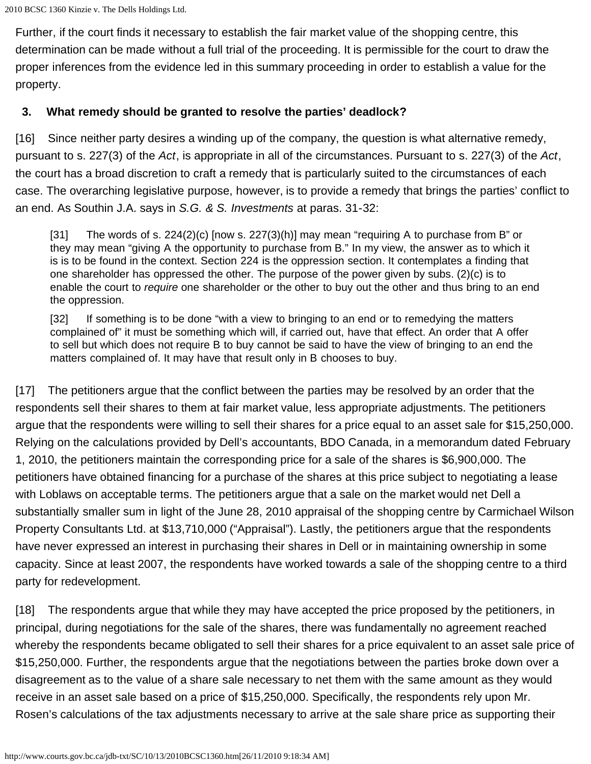Further, if the court finds it necessary to establish the fair market value of the shopping centre, this determination can be made without a full trial of the proceeding. It is permissible for the court to draw the proper inferences from the evidence led in this summary proceeding in order to establish a value for the property.

**3. What remedy should be granted to resolve the parties' deadlock?**

[16] Since neither party desires a winding up of the company, the question is what alternative remedy, pursuant to s. 227(3) of the *Act*, is appropriate in all of the circumstances. Pursuant to s. 227(3) of the *Act*, the court has a broad discretion to craft a remedy that is particularly suited to the circumstances of each case. The overarching legislative purpose, however, is to provide a remedy that brings the parties' conflict to an end. As Southin J.A. says in *S.G. & S. Investments* at paras. 31-32:

> [31] The words of s. 224(2)(c) [now s. 227(3)(h)] may mean "requiring A to purchase from B" or they may mean "giving A the opportunity to purchase from B." In my view, the answer as to which it is is to be found in the context. Section 224 is the oppression section. It contemplates a finding that one shareholder has oppressed the other. The purpose of the power given by subs. (2)(c) is to enable the court to *require* one shareholder or the other to buy out the other and thus bring to an end the oppression.
>
> [32] If something is to be done "with a view to bringing to an end or to remedying the matters complained of" it must be something which will, if carried out, have that effect. An order that A offer to sell but which does not require B to buy cannot be said to have the view of bringing to an end the matters complained of. It may have that result only in B chooses to buy.

[17] The petitioners argue that the conflict between the parties may be resolved by an order that the respondents sell their shares to them at fair market value, less appropriate adjustments. The petitioners argue that the respondents were willing to sell their shares for a price equal to an asset sale for $15,250,000. Relying on the calculations provided by Dell's accountants, BDO Canada, in a memorandum dated February 1, 2010, the petitioners maintain the corresponding price for a sale of the shares is $6,900,000. The petitioners have obtained financing for a purchase of the shares at this price subject to negotiating a lease with Loblaws on acceptable terms. The petitioners argue that a sale on the market would net Dell a substantially smaller sum in light of the June 28, 2010 appraisal of the shopping centre by Carmichael Wilson Property Consultants Ltd. at $13,710,000 ("Appraisal"). Lastly, the petitioners argue that the respondents have never expressed an interest in purchasing their shares in Dell or in maintaining ownership in some capacity. Since at least 2007, the respondents have worked towards a sale of the shopping centre to a third party for redevelopment.

[18] The respondents argue that while they may have accepted the price proposed by the petitioners, in principal, during negotiations for the sale of the shares, there was fundamentally no agreement reached whereby the respondents became obligated to sell their shares for a price equivalent to an asset sale price of $15,250,000. Further, the respondents argue that the negotiations between the parties broke down over a disagreement as to the value of a share sale necessary to net them with the same amount as they would receive in an asset sale based on a price of $15,250,000. Specifically, the respondents rely upon Mr. Rosen's calculations of the tax adjustments necessary to arrive at the sale share price as supporting their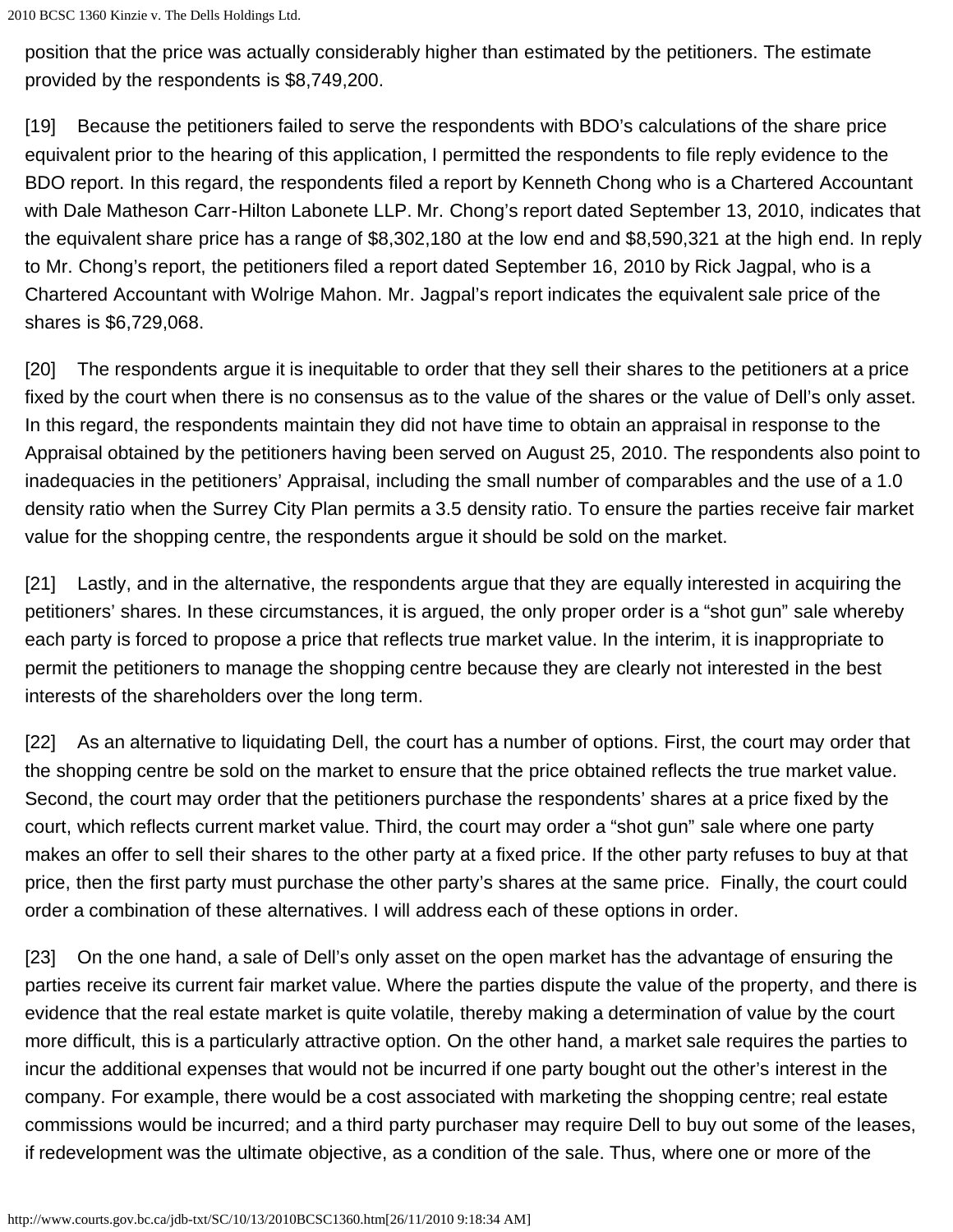position that the price was actually considerably higher than estimated by the petitioners. The estimate provided by the respondents is $8,749,200.

[19] Because the petitioners failed to serve the respondents with BDO's calculations of the share price equivalent prior to the hearing of this application, I permitted the respondents to file reply evidence to the BDO report. In this regard, the respondents filed a report by Kenneth Chong who is a Chartered Accountant with Dale Matheson Carr-Hilton Labonete LLP. Mr. Chong's report dated September 13, 2010, indicates that the equivalent share price has a range of $8,302,180 at the low end and $8,590,321 at the high end. In reply to Mr. Chong's report, the petitioners filed a report dated September 16, 2010 by Rick Jagpal, who is a Chartered Accountant with Wolrige Mahon. Mr. Jagpal's report indicates the equivalent sale price of the shares is $6,729,068.

[20] The respondents argue it is inequitable to order that they sell their shares to the petitioners at a price fixed by the court when there is no consensus as to the value of the shares or the value of Dell's only asset. In this regard, the respondents maintain they did not have time to obtain an appraisal in response to the Appraisal obtained by the petitioners having been served on August 25, 2010. The respondents also point to inadequacies in the petitioners' Appraisal, including the small number of comparables and the use of a 1.0 density ratio when the Surrey City Plan permits a 3.5 density ratio. To ensure the parties receive fair market value for the shopping centre, the respondents argue it should be sold on the market.

[21] Lastly, and in the alternative, the respondents argue that they are equally interested in acquiring the petitioners' shares. In these circumstances, it is argued, the only proper order is a "shot gun" sale whereby each party is forced to propose a price that reflects true market value. In the interim, it is inappropriate to permit the petitioners to manage the shopping centre because they are clearly not interested in the best interests of the shareholders over the long term.

[22] As an alternative to liquidating Dell, the court has a number of options. First, the court may order that the shopping centre be sold on the market to ensure that the price obtained reflects the true market value. Second, the court may order that the petitioners purchase the respondents' shares at a price fixed by the court, which reflects current market value. Third, the court may order a "shot gun" sale where one party makes an offer to sell their shares to the other party at a fixed price. If the other party refuses to buy at that price, then the first party must purchase the other party's shares at the same price. Finally, the court could order a combination of these alternatives. I will address each of these options in order.

[23] On the one hand, a sale of Dell's only asset on the open market has the advantage of ensuring the parties receive its current fair market value. Where the parties dispute the value of the property, and there is evidence that the real estate market is quite volatile, thereby making a determination of value by the court more difficult, this is a particularly attractive option. On the other hand, a market sale requires the parties to incur the additional expenses that would not be incurred if one party bought out the other's interest in the company. For example, there would be a cost associated with marketing the shopping centre; real estate commissions would be incurred; and a third party purchaser may require Dell to buy out some of the leases, if redevelopment was the ultimate objective, as a condition of the sale. Thus, where one or more of the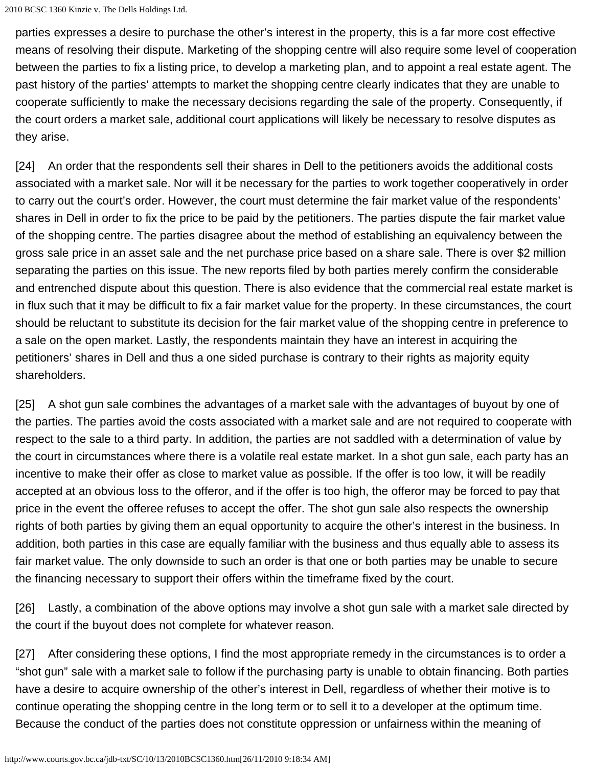parties expresses a desire to purchase the other's interest in the property, this is a far more cost effective means of resolving their dispute. Marketing of the shopping centre will also require some level of cooperation between the parties to fix a listing price, to develop a marketing plan, and to appoint a real estate agent. The past history of the parties' attempts to market the shopping centre clearly indicates that they are unable to cooperate sufficiently to make the necessary decisions regarding the sale of the property. Consequently, if the court orders a market sale, additional court applications will likely be necessary to resolve disputes as they arise.

[24] An order that the respondents sell their shares in Dell to the petitioners avoids the additional costs associated with a market sale. Nor will it be necessary for the parties to work together cooperatively in order to carry out the court's order. However, the court must determine the fair market value of the respondents' shares in Dell in order to fix the price to be paid by the petitioners. The parties dispute the fair market value of the shopping centre. The parties disagree about the method of establishing an equivalency between the gross sale price in an asset sale and the net purchase price based on a share sale. There is over $2 million separating the parties on this issue. The new reports filed by both parties merely confirm the considerable and entrenched dispute about this question. There is also evidence that the commercial real estate market is in flux such that it may be difficult to fix a fair market value for the property. In these circumstances, the court should be reluctant to substitute its decision for the fair market value of the shopping centre in preference to a sale on the open market. Lastly, the respondents maintain they have an interest in acquiring the petitioners' shares in Dell and thus a one sided purchase is contrary to their rights as majority equity shareholders.

[25] A shot gun sale combines the advantages of a market sale with the advantages of buyout by one of the parties. The parties avoid the costs associated with a market sale and are not required to cooperate with respect to the sale to a third party. In addition, the parties are not saddled with a determination of value by the court in circumstances where there is a volatile real estate market. In a shot gun sale, each party has an incentive to make their offer as close to market value as possible. If the offer is too low, it will be readily accepted at an obvious loss to the offeror, and if the offer is too high, the offeror may be forced to pay that price in the event the offeree refuses to accept the offer. The shot gun sale also respects the ownership rights of both parties by giving them an equal opportunity to acquire the other's interest in the business. In addition, both parties in this case are equally familiar with the business and thus equally able to assess its fair market value. The only downside to such an order is that one or both parties may be unable to secure the financing necessary to support their offers within the timeframe fixed by the court.

[26] Lastly, a combination of the above options may involve a shot gun sale with a market sale directed by the court if the buyout does not complete for whatever reason.

[27] After considering these options, I find the most appropriate remedy in the circumstances is to order a "shot gun" sale with a market sale to follow if the purchasing party is unable to obtain financing. Both parties have a desire to acquire ownership of the other's interest in Dell, regardless of whether their motive is to continue operating the shopping centre in the long term or to sell it to a developer at the optimum time. Because the conduct of the parties does not constitute oppression or unfairness within the meaning of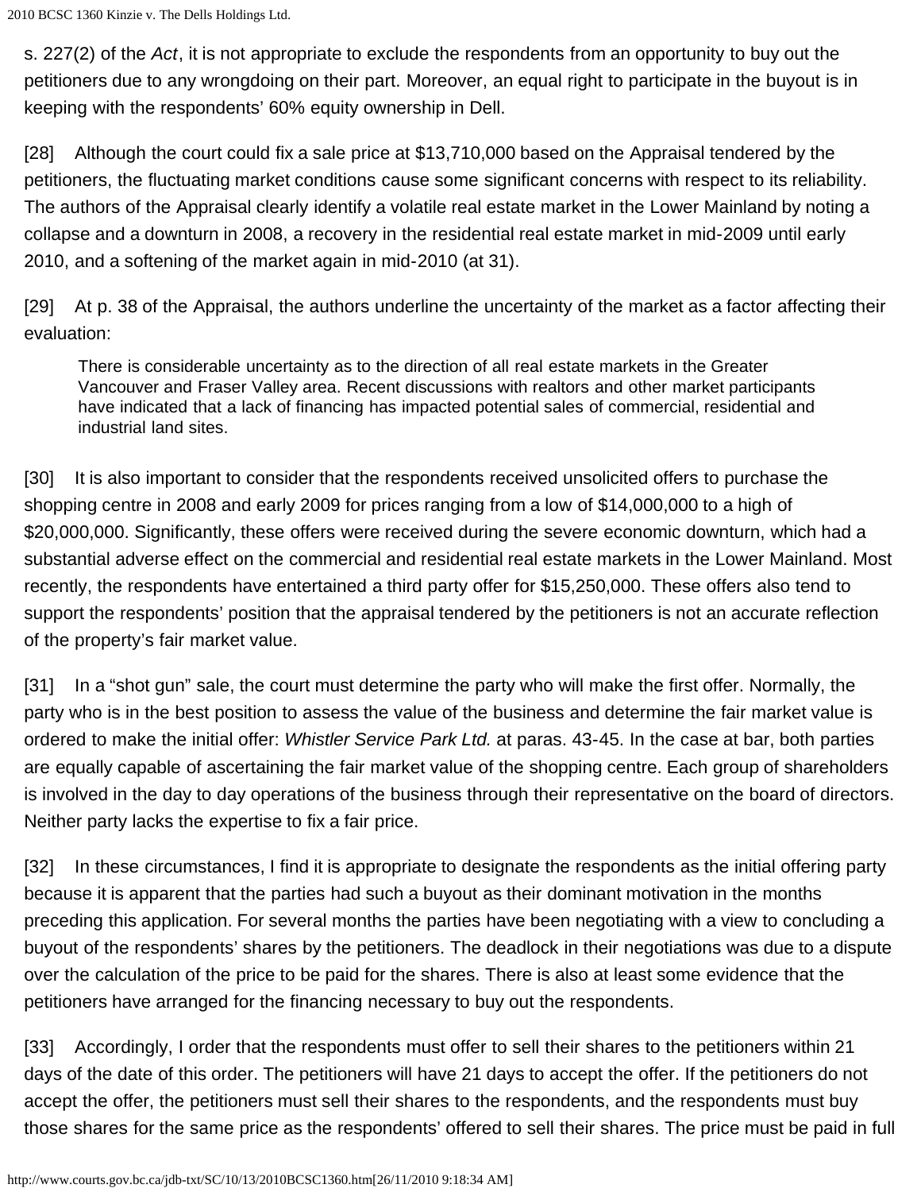s. 227(2) of the *Act*, it is not appropriate to exclude the respondents from an opportunity to buy out the petitioners due to any wrongdoing on their part. Moreover, an equal right to participate in the buyout is in keeping with the respondents' 60% equity ownership in Dell.

[28] Although the court could fix a sale price at $13,710,000 based on the Appraisal tendered by the petitioners, the fluctuating market conditions cause some significant concerns with respect to its reliability. The authors of the Appraisal clearly identify a volatile real estate market in the Lower Mainland by noting a collapse and a downturn in 2008, a recovery in the residential real estate market in mid-2009 until early 2010, and a softening of the market again in mid-2010 (at 31).

[29] At p. 38 of the Appraisal, the authors underline the uncertainty of the market as a factor affecting their evaluation:

> There is considerable uncertainty as to the direction of all real estate markets in the Greater Vancouver and Fraser Valley area. Recent discussions with realtors and other market participants have indicated that a lack of financing has impacted potential sales of commercial, residential and industrial land sites.

[30] It is also important to consider that the respondents received unsolicited offers to purchase the shopping centre in 2008 and early 2009 for prices ranging from a low of $14,000,000 to a high of $20,000,000. Significantly, these offers were received during the severe economic downturn, which had a substantial adverse effect on the commercial and residential real estate markets in the Lower Mainland. Most recently, the respondents have entertained a third party offer for $15,250,000. These offers also tend to support the respondents' position that the appraisal tendered by the petitioners is not an accurate reflection of the property's fair market value.

[31] In a "shot gun" sale, the court must determine the party who will make the first offer. Normally, the party who is in the best position to assess the value of the business and determine the fair market value is ordered to make the initial offer: *Whistler Service Park Ltd.* at paras. 43-45. In the case at bar, both parties are equally capable of ascertaining the fair market value of the shopping centre. Each group of shareholders is involved in the day to day operations of the business through their representative on the board of directors. Neither party lacks the expertise to fix a fair price.

[32] In these circumstances, I find it is appropriate to designate the respondents as the initial offering party because it is apparent that the parties had such a buyout as their dominant motivation in the months preceding this application. For several months the parties have been negotiating with a view to concluding a buyout of the respondents' shares by the petitioners. The deadlock in their negotiations was due to a dispute over the calculation of the price to be paid for the shares. There is also at least some evidence that the petitioners have arranged for the financing necessary to buy out the respondents.

[33] Accordingly, I order that the respondents must offer to sell their shares to the petitioners within 21 days of the date of this order. The petitioners will have 21 days to accept the offer. If the petitioners do not accept the offer, the petitioners must sell their shares to the respondents, and the respondents must buy those shares for the same price as the respondents' offered to sell their shares. The price must be paid in full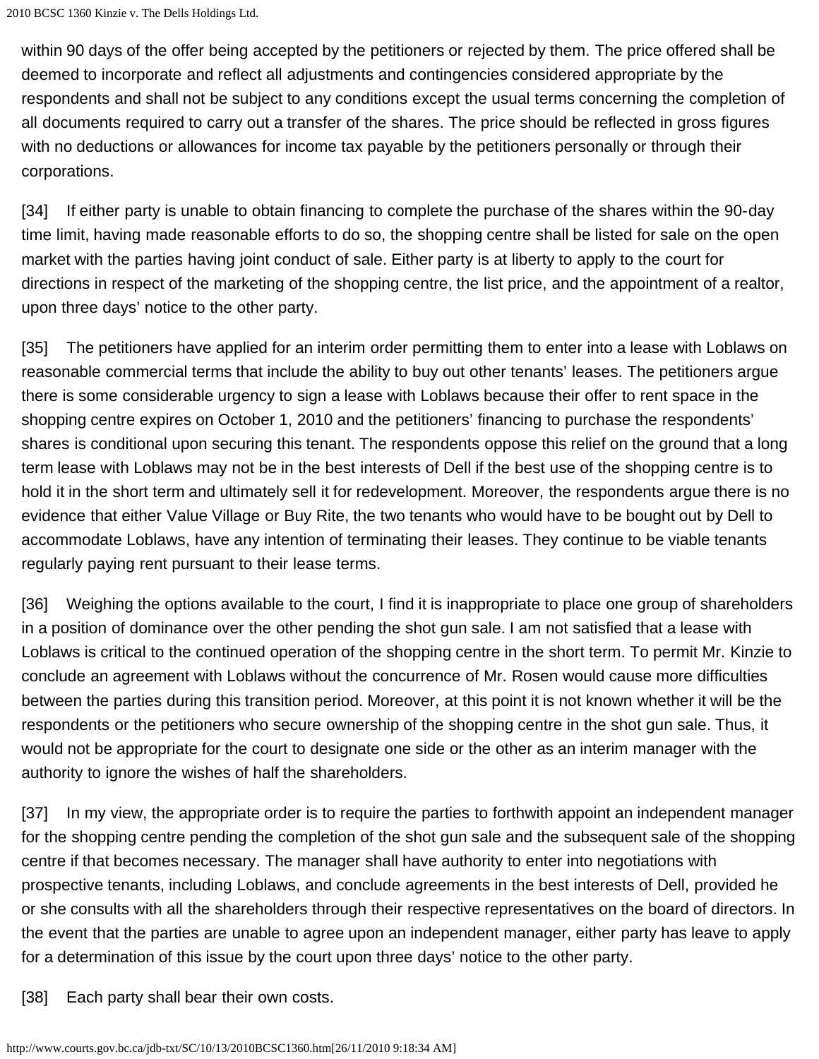within 90 days of the offer being accepted by the petitioners or rejected by them. The price offered shall be deemed to incorporate and reflect all adjustments and contingencies considered appropriate by the respondents and shall not be subject to any conditions except the usual terms concerning the completion of all documents required to carry out a transfer of the shares. The price should be reflected in gross figures with no deductions or allowances for income tax payable by the petitioners personally or through their corporations.

[34] If either party is unable to obtain financing to complete the purchase of the shares within the 90-day time limit, having made reasonable efforts to do so, the shopping centre shall be listed for sale on the open market with the parties having joint conduct of sale. Either party is at liberty to apply to the court for directions in respect of the marketing of the shopping centre, the list price, and the appointment of a realtor, upon three days' notice to the other party.

[35] The petitioners have applied for an interim order permitting them to enter into a lease with Loblaws on reasonable commercial terms that include the ability to buy out other tenants' leases. The petitioners argue there is some considerable urgency to sign a lease with Loblaws because their offer to rent space in the shopping centre expires on October 1, 2010 and the petitioners' financing to purchase the respondents' shares is conditional upon securing this tenant. The respondents oppose this relief on the ground that a long term lease with Loblaws may not be in the best interests of Dell if the best use of the shopping centre is to hold it in the short term and ultimately sell it for redevelopment. Moreover, the respondents argue there is no evidence that either Value Village or Buy Rite, the two tenants who would have to be bought out by Dell to accommodate Loblaws, have any intention of terminating their leases. They continue to be viable tenants regularly paying rent pursuant to their lease terms.

[36] Weighing the options available to the court, I find it is inappropriate to place one group of shareholders in a position of dominance over the other pending the shot gun sale. I am not satisfied that a lease with Loblaws is critical to the continued operation of the shopping centre in the short term. To permit Mr. Kinzie to conclude an agreement with Loblaws without the concurrence of Mr. Rosen would cause more difficulties between the parties during this transition period. Moreover, at this point it is not known whether it will be the respondents or the petitioners who secure ownership of the shopping centre in the shot gun sale. Thus, it would not be appropriate for the court to designate one side or the other as an interim manager with the authority to ignore the wishes of half the shareholders.

[37] In my view, the appropriate order is to require the parties to forthwith appoint an independent manager for the shopping centre pending the completion of the shot gun sale and the subsequent sale of the shopping centre if that becomes necessary. The manager shall have authority to enter into negotiations with prospective tenants, including Loblaws, and conclude agreements in the best interests of Dell, provided he or she consults with all the shareholders through their respective representatives on the board of directors. In the event that the parties are unable to agree upon an independent manager, either party has leave to apply for a determination of this issue by the court upon three days' notice to the other party.

[38] Each party shall bear their own costs.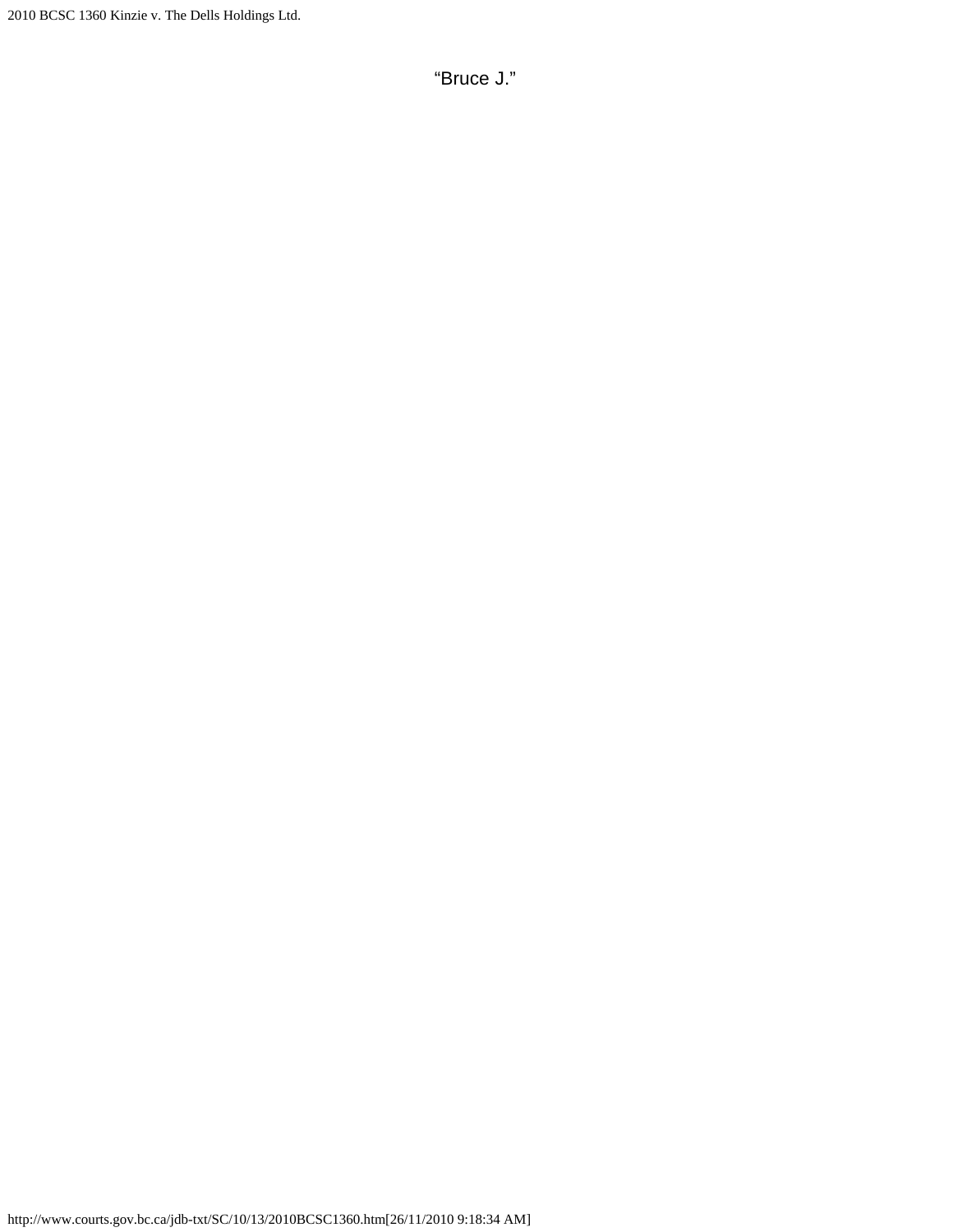"Bruce J."